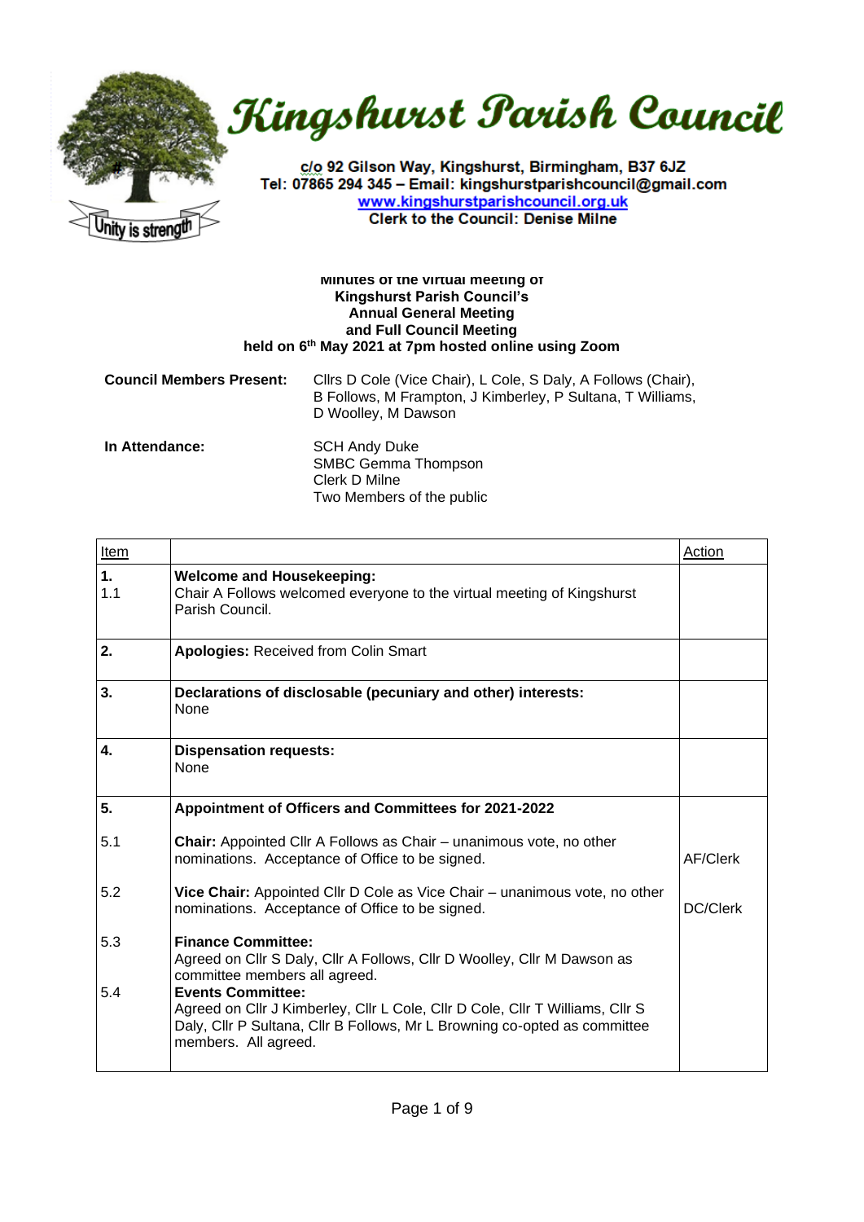# Kingshurst Parish Council

c/o 92 Gilson Way, Kingshurst, Birmingham, B37 6JZ
Tel: 07865 294 345 – Email: kingshurstparishcouncil@gmail.com
www.kingshurstparishcouncil.org.uk
Clerk to the Council: Denise Milne

Unity is strength

**Minutes of the virtual meeting of**
**Kingshurst Parish Council's**
**Annual General Meeting**
**and Full Council Meeting**
**held on 6th May 2021 at 7pm hosted online using Zoom**

**Council Members Present:** Cllrs D Cole (Vice Chair), L Cole, S Daly, A Follows (Chair), B Follows, M Frampton, J Kimberley, P Sultana, T Williams, D Woolley, M Dawson

**In Attendance:** SCH Andy Duke
SMBC Gemma Thompson
Clerk D Milne
Two Members of the public

| Item | | Action |
|---|---|---|
| **1.**<br>1.1 | **Welcome and Housekeeping:**<br>Chair A Follows welcomed everyone to the virtual meeting of Kingshurst Parish Council. | |
| **2.** | **Apologies:** Received from Colin Smart | |
| **3.** | **Declarations of disclosable (pecuniary and other) interests:**<br>None | |
| **4.** | **Dispensation requests:**<br>None | |
| **5.** | **Appointment of Officers and Committees for 2021-2022** | |
| 5.1 | **Chair:** Appointed Cllr A Follows as Chair – unanimous vote, no other nominations. Acceptance of Office to be signed. | AF/Clerk |
| 5.2 | **Vice Chair:** Appointed Cllr D Cole as Vice Chair – unanimous vote, no other nominations. Acceptance of Office to be signed. | DC/Clerk |
| 5.3 | **Finance Committee:**<br>Agreed on Cllr S Daly, Cllr A Follows, Cllr D Woolley, Cllr M Dawson as committee members all agreed. | |
| 5.4 | **Events Committee:**<br>Agreed on Cllr J Kimberley, Cllr L Cole, Cllr D Cole, Cllr T Williams, Cllr S Daly, Cllr P Sultana, Cllr B Follows, Mr L Browning co-opted as committee members. All agreed. | |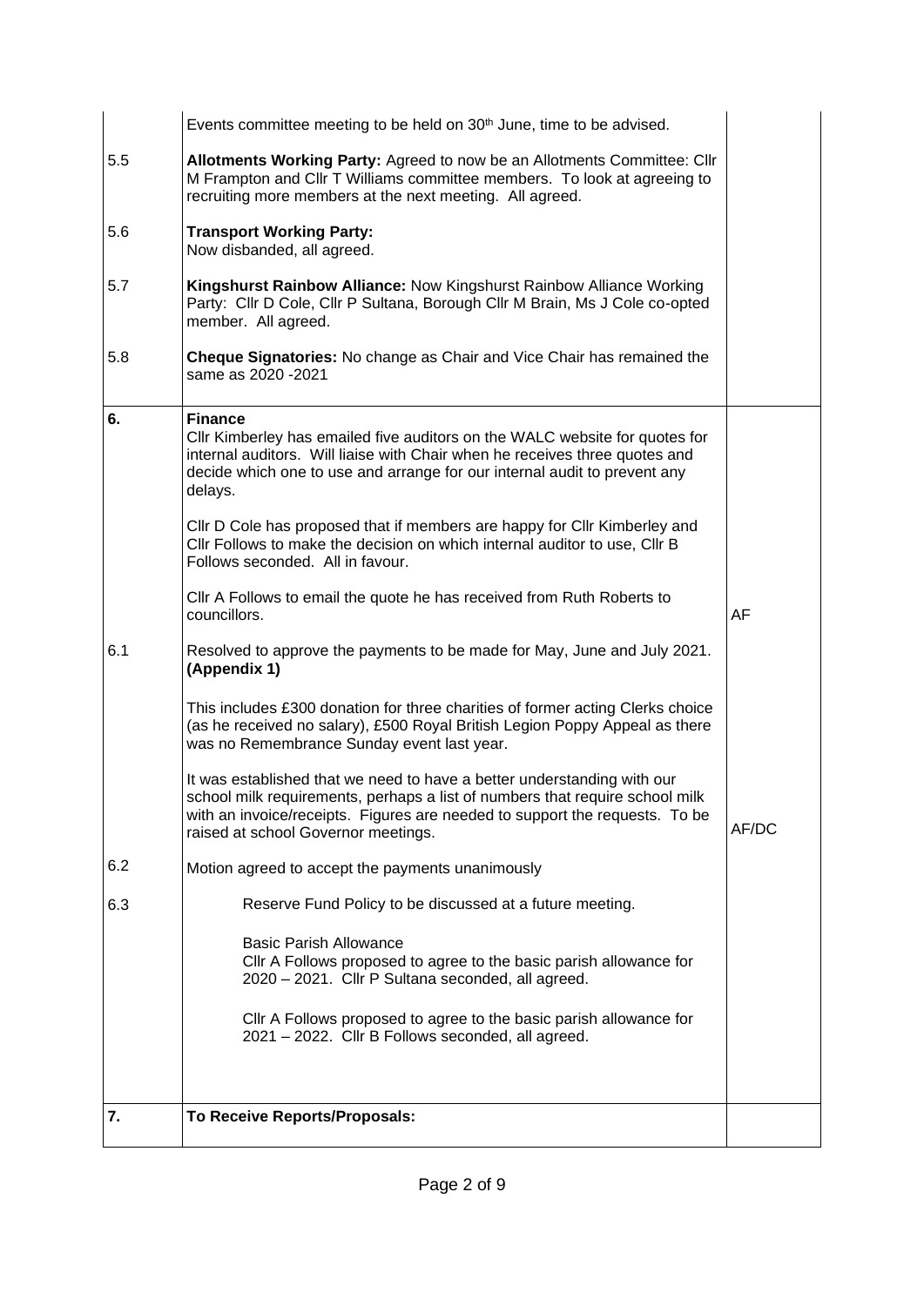| | | |
|---|---|---|
| | Events committee meeting to be held on 30th June, time to be advised. | |
| 5.5 | **Allotments Working Party:** Agreed to now be an Allotments Committee: Cllr M Frampton and Cllr T Williams committee members. To look at agreeing to recruiting more members at the next meeting. All agreed. | |
| 5.6 | **Transport Working Party:**<br>Now disbanded, all agreed. | |
| 5.7 | **Kingshurst Rainbow Alliance:** Now Kingshurst Rainbow Alliance Working Party: Cllr D Cole, Cllr P Sultana, Borough Cllr M Brain, Ms J Cole co-opted member. All agreed. | |
| 5.8 | **Cheque Signatories:** No change as Chair and Vice Chair has remained the same as 2020 -2021 | |
| **6.** | **Finance**<br>Cllr Kimberley has emailed five auditors on the WALC website for quotes for internal auditors. Will liaise with Chair when he receives three quotes and decide which one to use and arrange for our internal audit to prevent any delays.<br><br>Cllr D Cole has proposed that if members are happy for Cllr Kimberley and Cllr Follows to make the decision on which internal auditor to use, Cllr B Follows seconded. All in favour.<br><br>Cllr A Follows to email the quote he has received from Ruth Roberts to councillors. | AF |
| 6.1 | Resolved to approve the payments to be made for May, June and July 2021. **(Appendix 1)**<br><br>This includes £300 donation for three charities of former acting Clerks choice (as he received no salary), £500 Royal British Legion Poppy Appeal as there was no Remembrance Sunday event last year.<br><br>It was established that we need to have a better understanding with our school milk requirements, perhaps a list of numbers that require school milk with an invoice/receipts. Figures are needed to support the requests. To be raised at school Governor meetings. | AF/DC |
| 6.2 | Motion agreed to accept the payments unanimously | |
| 6.3 | Reserve Fund Policy to be discussed at a future meeting.<br><br>Basic Parish Allowance<br>Cllr A Follows proposed to agree to the basic parish allowance for 2020 – 2021. Cllr P Sultana seconded, all agreed.<br><br>Cllr A Follows proposed to agree to the basic parish allowance for 2021 – 2022. Cllr B Follows seconded, all agreed. | |
| **7.** | **To Receive Reports/Proposals:** | |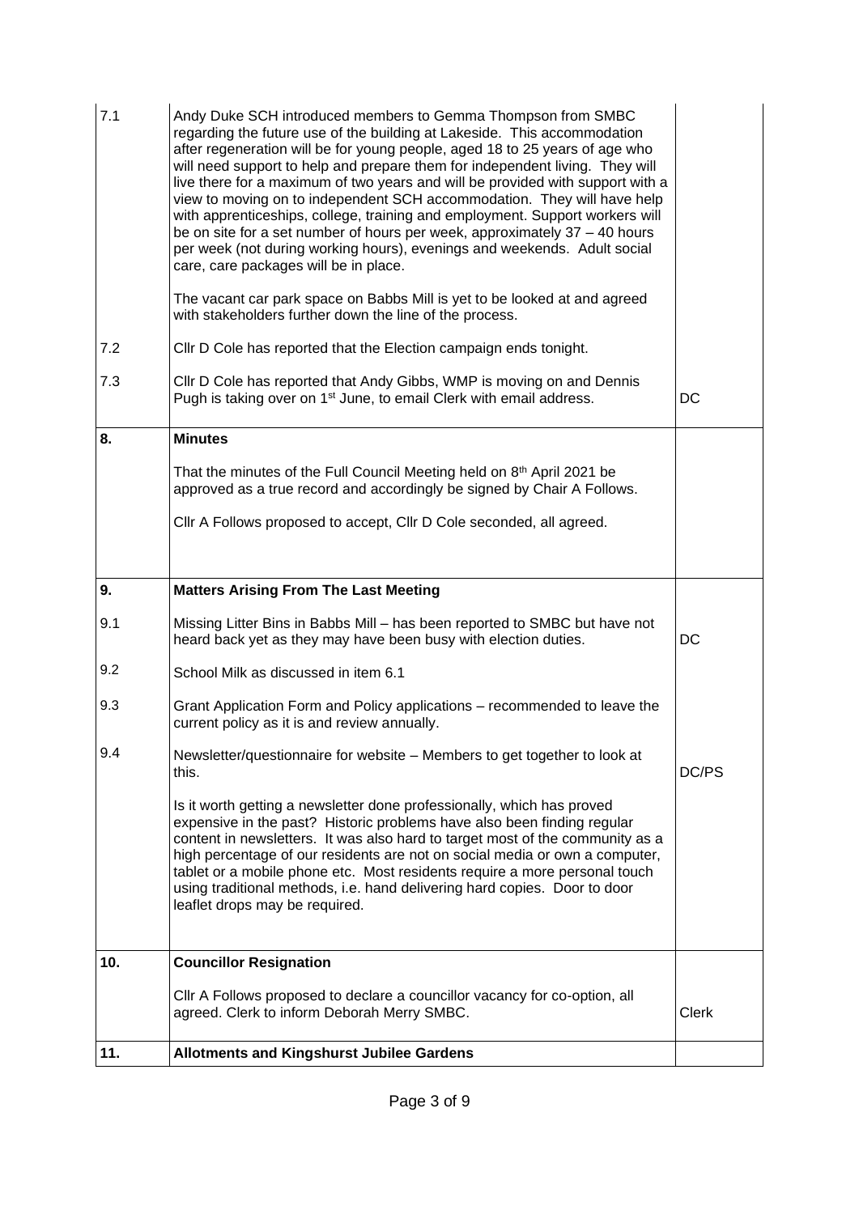| | | |
|---|---|---|
| 7.1 | Andy Duke SCH introduced members to Gemma Thompson from SMBC regarding the future use of the building at Lakeside. This accommodation after regeneration will be for young people, aged 18 to 25 years of age who will need support to help and prepare them for independent living. They will live there for a maximum of two years and will be provided with support with a view to moving on to independent SCH accommodation. They will have help with apprenticeships, college, training and employment. Support workers will be on site for a set number of hours per week, approximately 37 – 40 hours per week (not during working hours), evenings and weekends. Adult social care, care packages will be in place.<br><br>The vacant car park space on Babbs Mill is yet to be looked at and agreed with stakeholders further down the line of the process. | |
| 7.2 | Cllr D Cole has reported that the Election campaign ends tonight. | |
| 7.3 | Cllr D Cole has reported that Andy Gibbs, WMP is moving on and Dennis Pugh is taking over on 1st June, to email Clerk with email address. | DC |
| **8.** | **Minutes**<br><br>That the minutes of the Full Council Meeting held on 8th April 2021 be approved as a true record and accordingly be signed by Chair A Follows.<br><br>Cllr A Follows proposed to accept, Cllr D Cole seconded, all agreed. | |
| **9.** | **Matters Arising From The Last Meeting** | |
| 9.1 | Missing Litter Bins in Babbs Mill – has been reported to SMBC but have not heard back yet as they may have been busy with election duties. | DC |
| 9.2 | School Milk as discussed in item 6.1 | |
| 9.3 | Grant Application Form and Policy applications – recommended to leave the current policy as it is and review annually. | |
| 9.4 | Newsletter/questionnaire for website – Members to get together to look at this.<br><br>Is it worth getting a newsletter done professionally, which has proved expensive in the past? Historic problems have also been finding regular content in newsletters. It was also hard to target most of the community as a high percentage of our residents are not on social media or own a computer, tablet or a mobile phone etc. Most residents require a more personal touch using traditional methods, i.e. hand delivering hard copies. Door to door leaflet drops may be required. | DC/PS |
| **10.** | **Councillor Resignation**<br><br>Cllr A Follows proposed to declare a councillor vacancy for co-option, all agreed. Clerk to inform Deborah Merry SMBC. | Clerk |
| **11.** | **Allotments and Kingshurst Jubilee Gardens** | |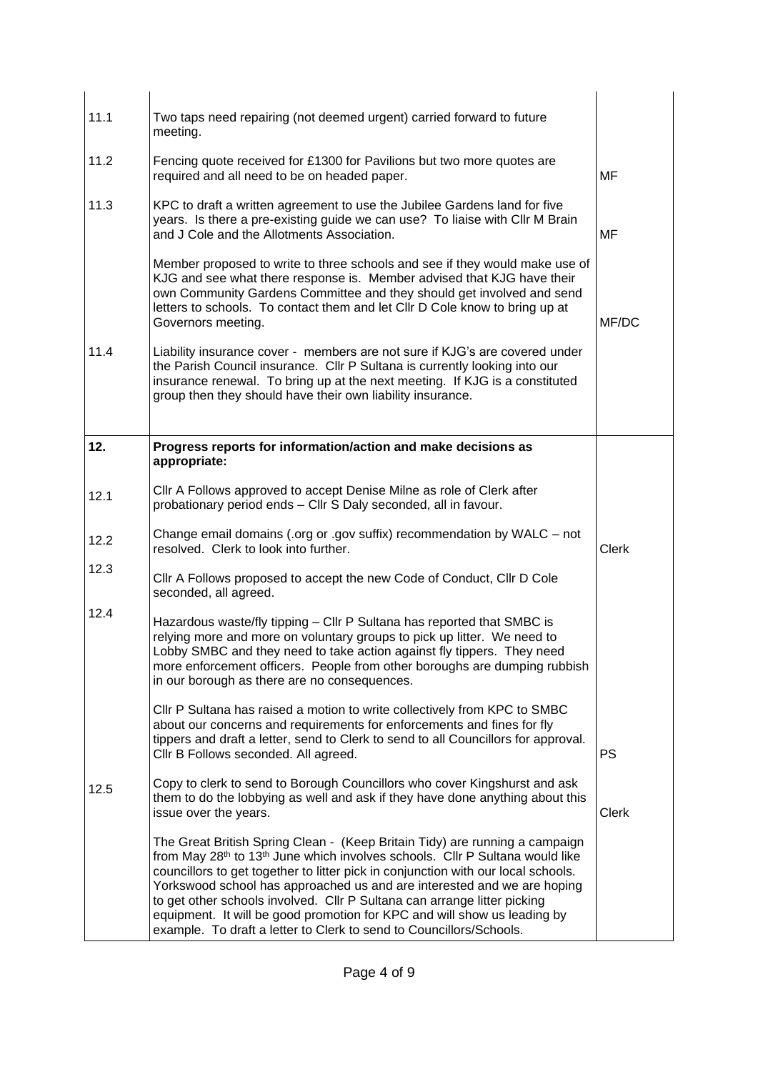| | | |
|---|---|---|
| 11.1 | Two taps need repairing (not deemed urgent) carried forward to future meeting. | |
| 11.2 | Fencing quote received for £1300 for Pavilions but two more quotes are required and all need to be on headed paper. | MF |
| 11.3 | KPC to draft a written agreement to use the Jubilee Gardens land for five years. Is there a pre-existing guide we can use? To liaise with Cllr M Brain and J Cole and the Allotments Association. | MF |
| | Member proposed to write to three schools and see if they would make use of KJG and see what there response is. Member advised that KJG have their own Community Gardens Committee and they should get involved and send letters to schools. To contact them and let Cllr D Cole know to bring up at Governors meeting. | MF/DC |
| 11.4 | Liability insurance cover - members are not sure if KJG's are covered under the Parish Council insurance. Cllr P Sultana is currently looking into our insurance renewal. To bring up at the next meeting. If KJG is a constituted group then they should have their own liability insurance. | |
| **12.** | **Progress reports for information/action and make decisions as appropriate:** | |
| 12.1 | Cllr A Follows approved to accept Denise Milne as role of Clerk after probationary period ends – Cllr S Daly seconded, all in favour. | |
| 12.2 | Change email domains (.org or .gov suffix) recommendation by WALC – not resolved. Clerk to look into further. | Clerk |
| 12.3 | Cllr A Follows proposed to accept the new Code of Conduct, Cllr D Cole seconded, all agreed. | |
| 12.4 | Hazardous waste/fly tipping – Cllr P Sultana has reported that SMBC is relying more and more on voluntary groups to pick up litter. We need to Lobby SMBC and they need to take action against fly tippers. They need more enforcement officers. People from other boroughs are dumping rubbish in our borough as there are no consequences. | |
| | Cllr P Sultana has raised a motion to write collectively from KPC to SMBC about our concerns and requirements for enforcements and fines for fly tippers and draft a letter, send to Clerk to send to all Councillors for approval. Cllr B Follows seconded. All agreed. | PS |
| 12.5 | Copy to clerk to send to Borough Councillors who cover Kingshurst and ask them to do the lobbying as well and ask if they have done anything about this issue over the years. | Clerk |
| | The Great British Spring Clean - (Keep Britain Tidy) are running a campaign from May 28th to 13th June which involves schools. Cllr P Sultana would like councillors to get together to litter pick in conjunction with our local schools. Yorkswood school has approached us and are interested and we are hoping to get other schools involved. Cllr P Sultana can arrange litter picking equipment. It will be good promotion for KPC and will show us leading by example. To draft a letter to Clerk to send to Councillors/Schools. | |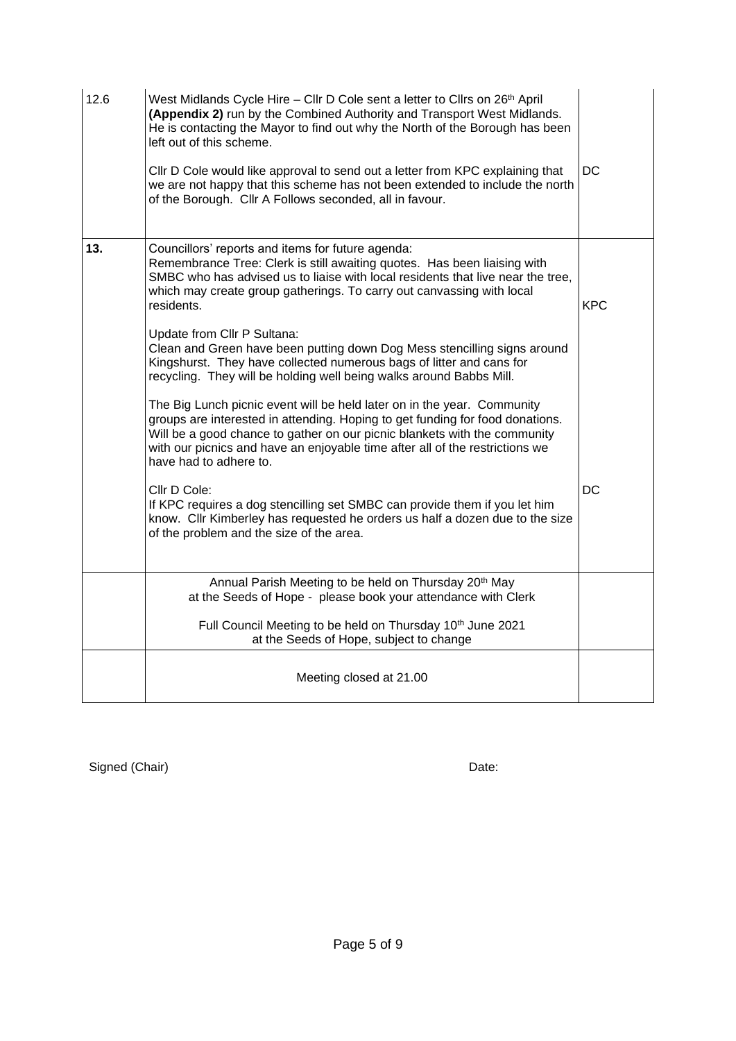| | | |
|---|---|---|
| 12.6 | West Midlands Cycle Hire – Cllr D Cole sent a letter to Cllrs on 26th April **(Appendix 2)** run by the Combined Authority and Transport West Midlands. He is contacting the Mayor to find out why the North of the Borough has been left out of this scheme.<br><br>Cllr D Cole would like approval to send out a letter from KPC explaining that we are not happy that this scheme has not been extended to include the north of the Borough. Cllr A Follows seconded, all in favour. | DC |
| **13.** | Councillors' reports and items for future agenda:<br>Remembrance Tree: Clerk is still awaiting quotes. Has been liaising with SMBC who has advised us to liaise with local residents that live near the tree, which may create group gatherings. To carry out canvassing with local residents.<br><br>Update from Cllr P Sultana:<br>Clean and Green have been putting down Dog Mess stencilling signs around Kingshurst. They have collected numerous bags of litter and cans for recycling. They will be holding well being walks around Babbs Mill.<br><br>The Big Lunch picnic event will be held later on in the year. Community groups are interested in attending. Hoping to get funding for food donations. Will be a good chance to gather on our picnic blankets with the community with our picnics and have an enjoyable time after all of the restrictions we have had to adhere to.<br><br>Cllr D Cole:<br>If KPC requires a dog stencilling set SMBC can provide them if you let him know. Cllr Kimberley has requested he orders us half a dozen due to the size of the problem and the size of the area. | KPC<br><br><br><br><br><br><br><br><br>DC |
| | Annual Parish Meeting to be held on Thursday 20th May at the Seeds of Hope - please book your attendance with Clerk<br><br>Full Council Meeting to be held on Thursday 10th June 2021 at the Seeds of Hope, subject to change | |
| | Meeting closed at 21.00 | |

Signed (Chair) Date: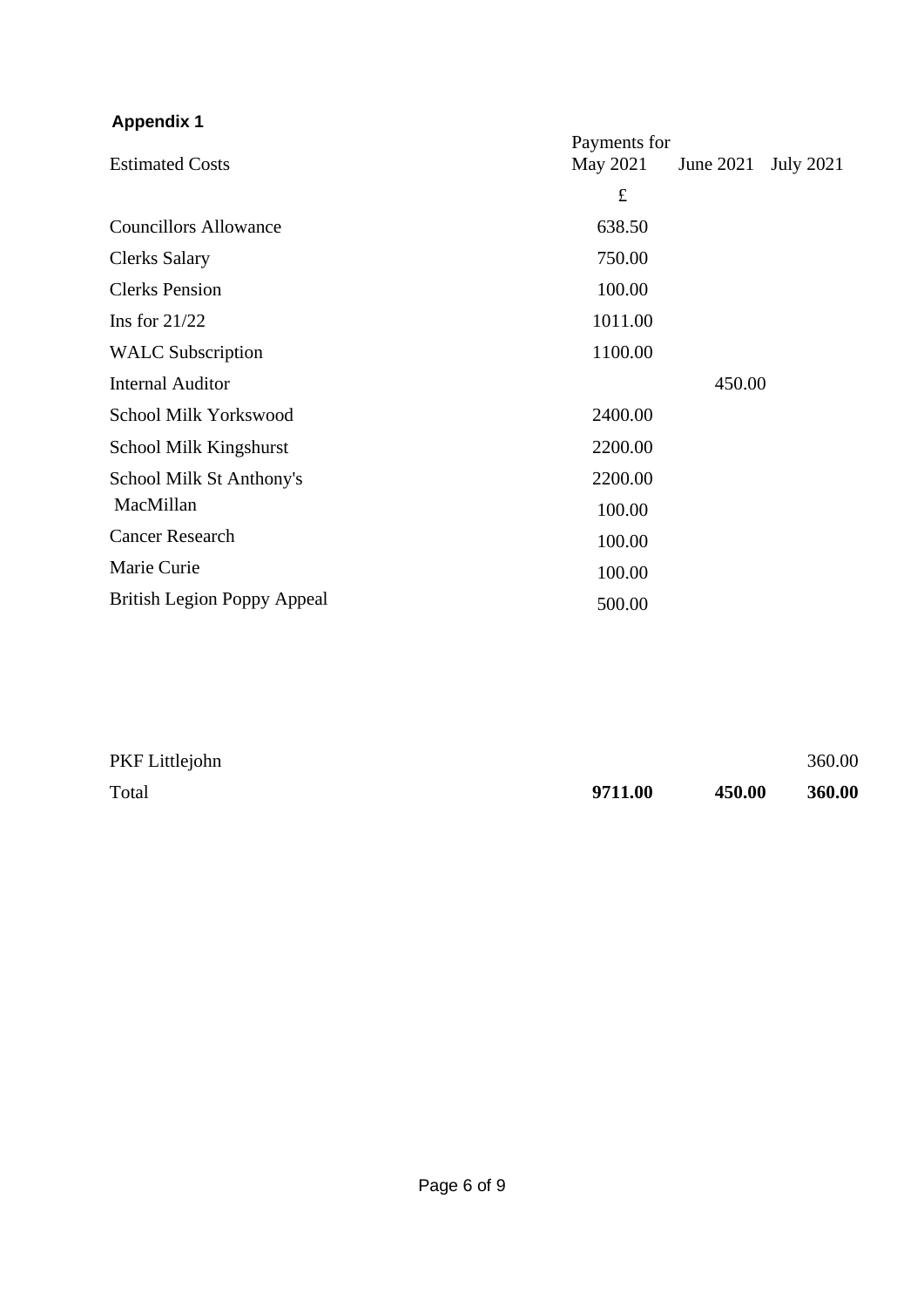**Appendix 1**

| Estimated Costs | Payments for May 2021 | June 2021 | July 2021 |
|---|---|---|---|
| | £ | | |
| Councillors Allowance | 638.50 | | |
| Clerks Salary | 750.00 | | |
| Clerks Pension | 100.00 | | |
| Ins for 21/22 | 1011.00 | | |
| WALC Subscription | 1100.00 | | |
| Internal Auditor | | 450.00 | |
| School Milk Yorkswood | 2400.00 | | |
| School Milk Kingshurst | 2200.00 | | |
| School Milk St Anthony's | 2200.00 | | |
| MacMillan | 100.00 | | |
| Cancer Research | 100.00 | | |
| Marie Curie | 100.00 | | |
| British Legion Poppy Appeal | 500.00 | | |
| | | | |
| PKF Littlejohn | | | 360.00 |
| Total | **9711.00** | **450.00** | **360.00** |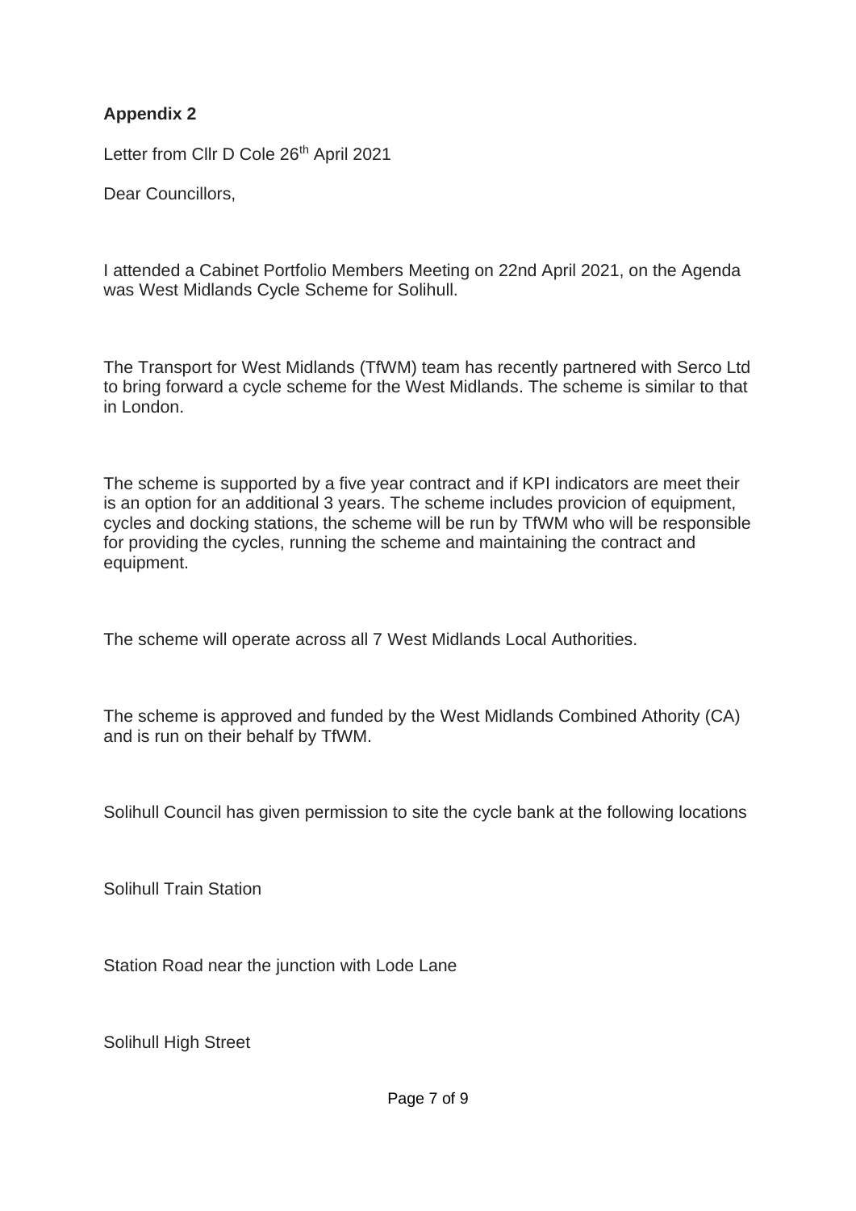**Appendix 2**

Letter from Cllr D Cole 26th April 2021

Dear Councillors,

I attended a Cabinet Portfolio Members Meeting on 22nd April 2021, on the Agenda was West Midlands Cycle Scheme for Solihull.

The Transport for West Midlands (TfWM) team has recently partnered with Serco Ltd to bring forward a cycle scheme for the West Midlands. The scheme is similar to that in London.

The scheme is supported by a five year contract and if KPI indicators are meet their is an option for an additional 3 years. The scheme includes provicion of equipment, cycles and docking stations, the scheme will be run by TfWM who will be responsible for providing the cycles, running the scheme and maintaining the contract and equipment.

The scheme will operate across all 7 West Midlands Local Authorities.

The scheme is approved and funded by the West Midlands Combined Athority (CA) and is run on their behalf by TfWM.

Solihull Council has given permission to site the cycle bank at the following locations

Solihull Train Station

Station Road near the junction with Lode Lane

Solihull High Street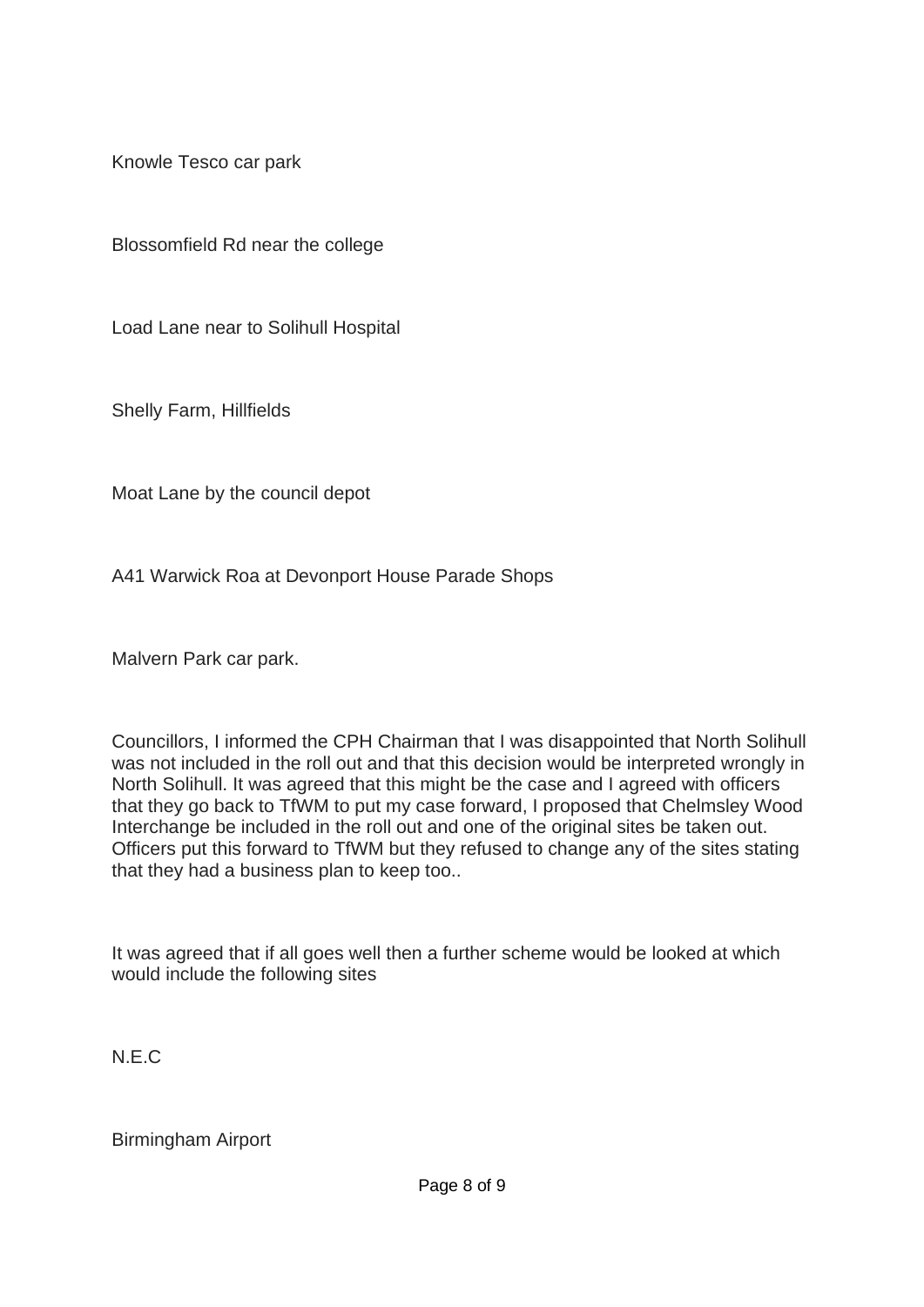Knowle Tesco car park

Blossomfield Rd near the college

Load Lane near to Solihull Hospital

Shelly Farm, Hillfields

Moat Lane by the council depot

A41 Warwick Roa at Devonport House Parade Shops

Malvern Park car park.

Councillors, I informed the CPH Chairman that I was disappointed that North Solihull was not included in the roll out and that this decision would be interpreted wrongly in North Solihull. It was agreed that this might be the case and I agreed with officers that they go back to TfWM to put my case forward, I proposed that Chelmsley Wood Interchange be included in the roll out and one of the original sites be taken out. Officers put this forward to TfWM but they refused to change any of the sites stating that they had a business plan to keep too..

It was agreed that if all goes well then a further scheme would be looked at which would include the following sites

N.E.C

Birmingham Airport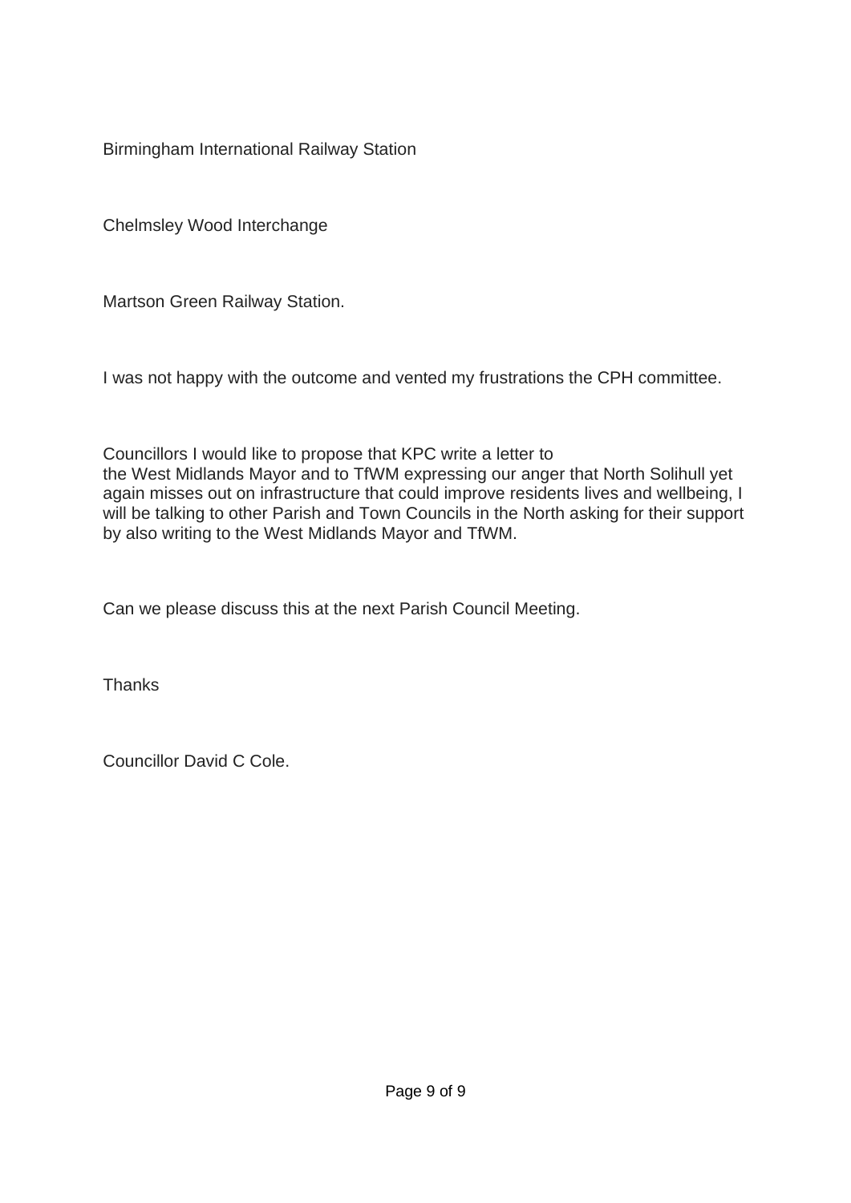Birmingham International Railway Station

Chelmsley Wood Interchange

Martson Green Railway Station.

I was not happy with the outcome and vented my frustrations the CPH committee.

Councillors I would like to propose that KPC write a letter to the West Midlands Mayor and to TfWM expressing our anger that North Solihull yet again misses out on infrastructure that could improve residents lives and wellbeing, I will be talking to other Parish and Town Councils in the North asking for their support by also writing to the West Midlands Mayor and TfWM.

Can we please discuss this at the next Parish Council Meeting.

Thanks

Councillor David C Cole.